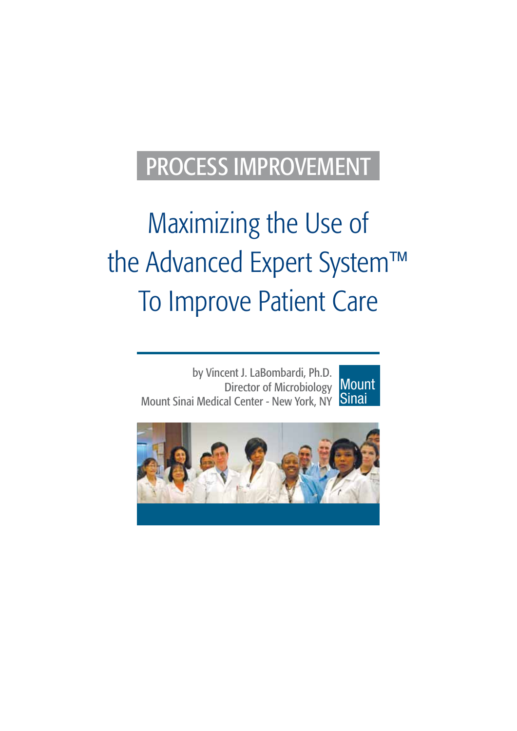PROCESS IMPROVEMENT

# Maximizing the Use of the Advanced Expert System™ To Improve Patient Care

by Vincent J. LaBombardi, Ph.D.
Director of Microbiology
Mount Sinai Medical Center - New York, NY

Mount Sinai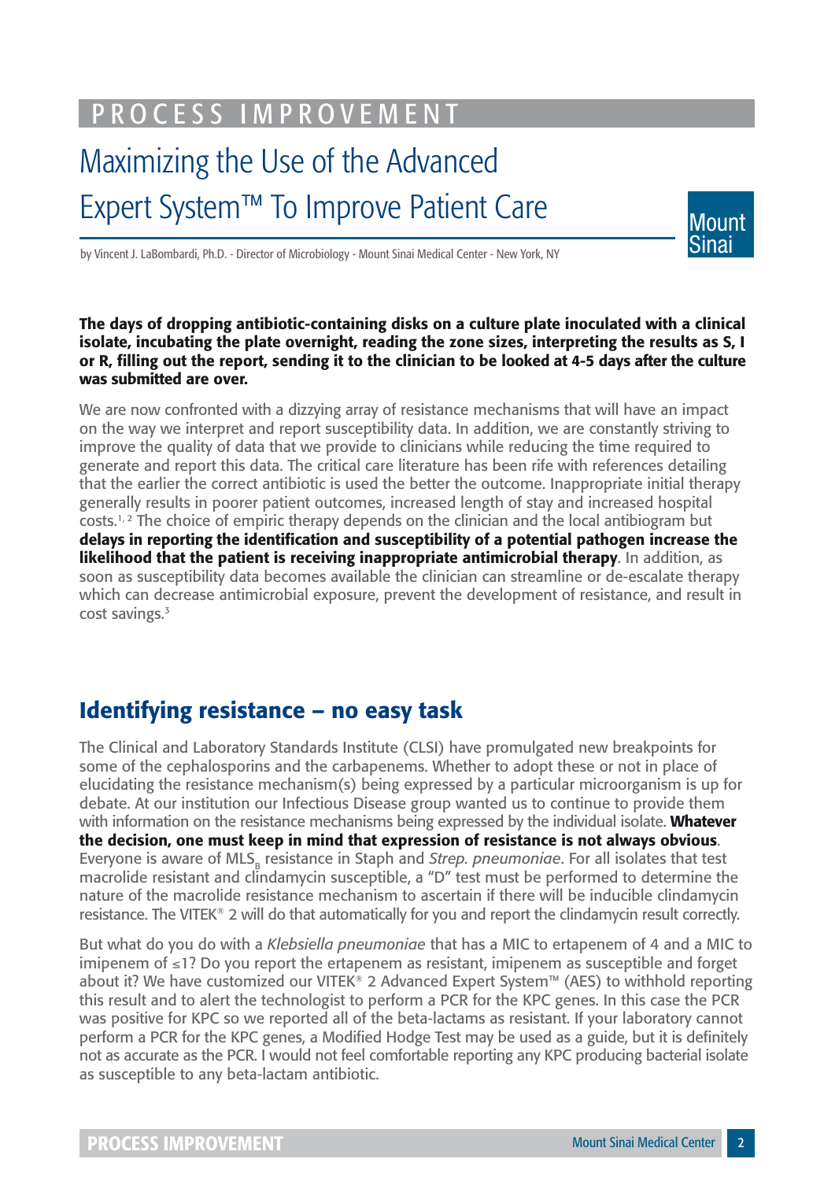PROCESS IMPROVEMENT

# Maximizing the Use of the Advanced Expert System™ To Improve Patient Care

Mount Sinai

by Vincent J. LaBombardi, Ph.D. - Director of Microbiology - Mount Sinai Medical Center - New York, NY

**The days of dropping antibiotic-containing disks on a culture plate inoculated with a clinical isolate, incubating the plate overnight, reading the zone sizes, interpreting the results as S, I or R, filling out the report, sending it to the clinician to be looked at 4-5 days after the culture was submitted are over.**

We are now confronted with a dizzying array of resistance mechanisms that will have an impact on the way we interpret and report susceptibility data. In addition, we are constantly striving to improve the quality of data that we provide to clinicians while reducing the time required to generate and report this data. The critical care literature has been rife with references detailing that the earlier the correct antibiotic is used the better the outcome. Inappropriate initial therapy generally results in poorer patient outcomes, increased length of stay and increased hospital costs.[1, 2] The choice of empiric therapy depends on the clinician and the local antibiogram but **delays in reporting the identification and susceptibility of a potential pathogen increase the likelihood that the patient is receiving inappropriate antimicrobial therapy**. In addition, as soon as susceptibility data becomes available the clinician can streamline or de-escalate therapy which can decrease antimicrobial exposure, prevent the development of resistance, and result in cost savings.[3]

## Identifying resistance – no easy task

The Clinical and Laboratory Standards Institute (CLSI) have promulgated new breakpoints for some of the cephalosporins and the carbapenems. Whether to adopt these or not in place of elucidating the resistance mechanism(s) being expressed by a particular microorganism is up for debate. At our institution our Infectious Disease group wanted us to continue to provide them with information on the resistance mechanisms being expressed by the individual isolate. **Whatever the decision, one must keep in mind that expression of resistance is not always obvious**. Everyone is aware of $MLS_B$ resistance in Staph and *Strep. pneumoniae*. For all isolates that test macrolide resistant and clindamycin susceptible, a "D" test must be performed to determine the nature of the macrolide resistance mechanism to ascertain if there will be inducible clindamycin resistance. The VITEK® 2 will do that automatically for you and report the clindamycin result correctly.

But what do you do with a *Klebsiella pneumoniae* that has a MIC to ertapenem of 4 and a MIC to imipenem of ≤1? Do you report the ertapenem as resistant, imipenem as susceptible and forget about it? We have customized our VITEK® 2 Advanced Expert System™ (AES) to withhold reporting this result and to alert the technologist to perform a PCR for the KPC genes. In this case the PCR was positive for KPC so we reported all of the beta-lactams as resistant. If your laboratory cannot perform a PCR for the KPC genes, a Modified Hodge Test may be used as a guide, but it is definitely not as accurate as the PCR. I would not feel comfortable reporting any KPC producing bacterial isolate as susceptible to any beta-lactam antibiotic.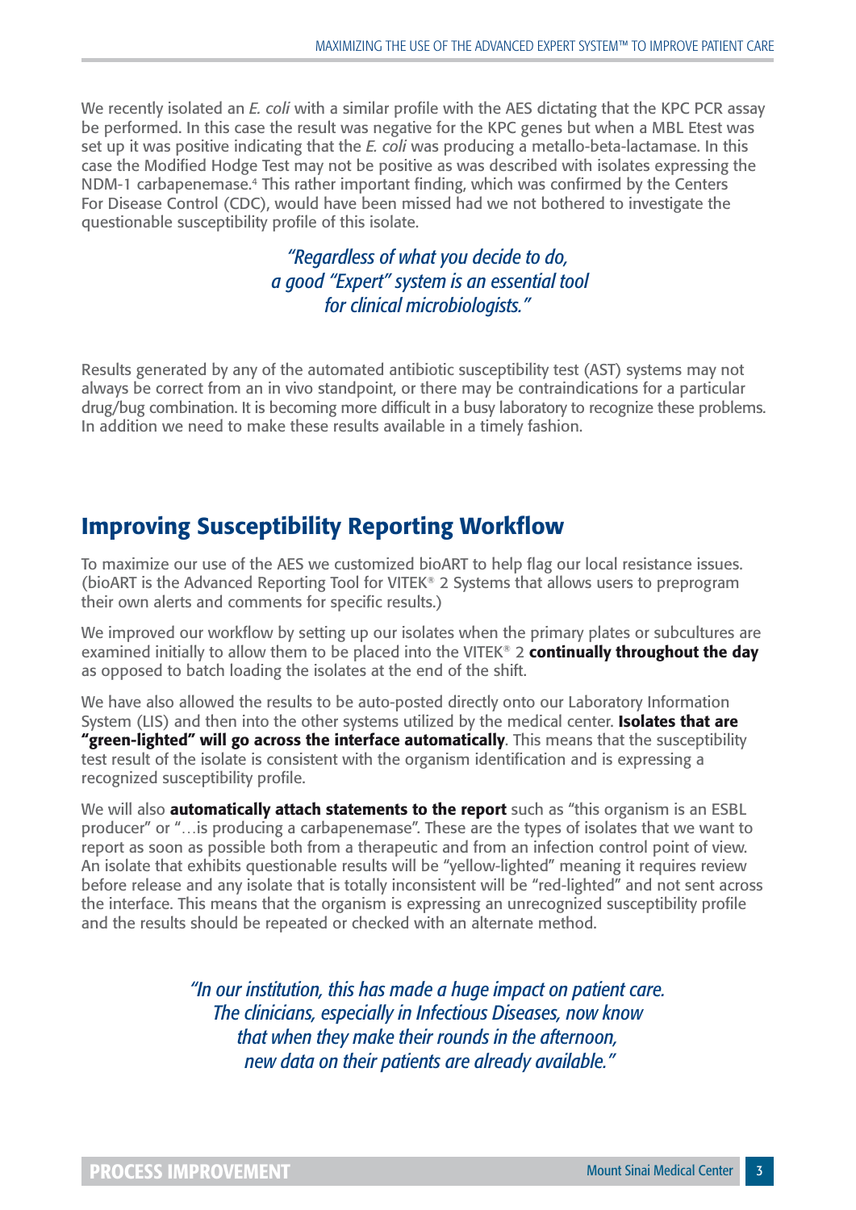We recently isolated an *E. coli* with a similar profile with the AES dictating that the KPC PCR assay be performed. In this case the result was negative for the KPC genes but when a MBL Etest was set up it was positive indicating that the *E. coli* was producing a metallo-beta-lactamase. In this case the Modified Hodge Test may not be positive as was described with isolates expressing the NDM-1 carbapenemase.[4] This rather important finding, which was confirmed by the Centers For Disease Control (CDC), would have been missed had we not bothered to investigate the questionable susceptibility profile of this isolate.

> *"Regardless of what you decide to do, a good "Expert" system is an essential tool for clinical microbiologists."*

Results generated by any of the automated antibiotic susceptibility test (AST) systems may not always be correct from an in vivo standpoint, or there may be contraindications for a particular drug/bug combination. It is becoming more difficult in a busy laboratory to recognize these problems. In addition we need to make these results available in a timely fashion.

## Improving Susceptibility Reporting Workflow

To maximize our use of the AES we customized bioART to help flag our local resistance issues. (bioART is the Advanced Reporting Tool for VITEK® 2 Systems that allows users to preprogram their own alerts and comments for specific results.)

We improved our workflow by setting up our isolates when the primary plates or subcultures are examined initially to allow them to be placed into the VITEK® 2 **continually throughout the day** as opposed to batch loading the isolates at the end of the shift.

We have also allowed the results to be auto-posted directly onto our Laboratory Information System (LIS) and then into the other systems utilized by the medical center. **Isolates that are "green-lighted" will go across the interface automatically**. This means that the susceptibility test result of the isolate is consistent with the organism identification and is expressing a recognized susceptibility profile.

We will also **automatically attach statements to the report** such as "this organism is an ESBL producer" or "…is producing a carbapenemase". These are the types of isolates that we want to report as soon as possible both from a therapeutic and from an infection control point of view. An isolate that exhibits questionable results will be "yellow-lighted" meaning it requires review before release and any isolate that is totally inconsistent will be "red-lighted" and not sent across the interface. This means that the organism is expressing an unrecognized susceptibility profile and the results should be repeated or checked with an alternate method.

> *"In our institution, this has made a huge impact on patient care. The clinicians, especially in Infectious Diseases, now know that when they make their rounds in the afternoon, new data on their patients are already available."*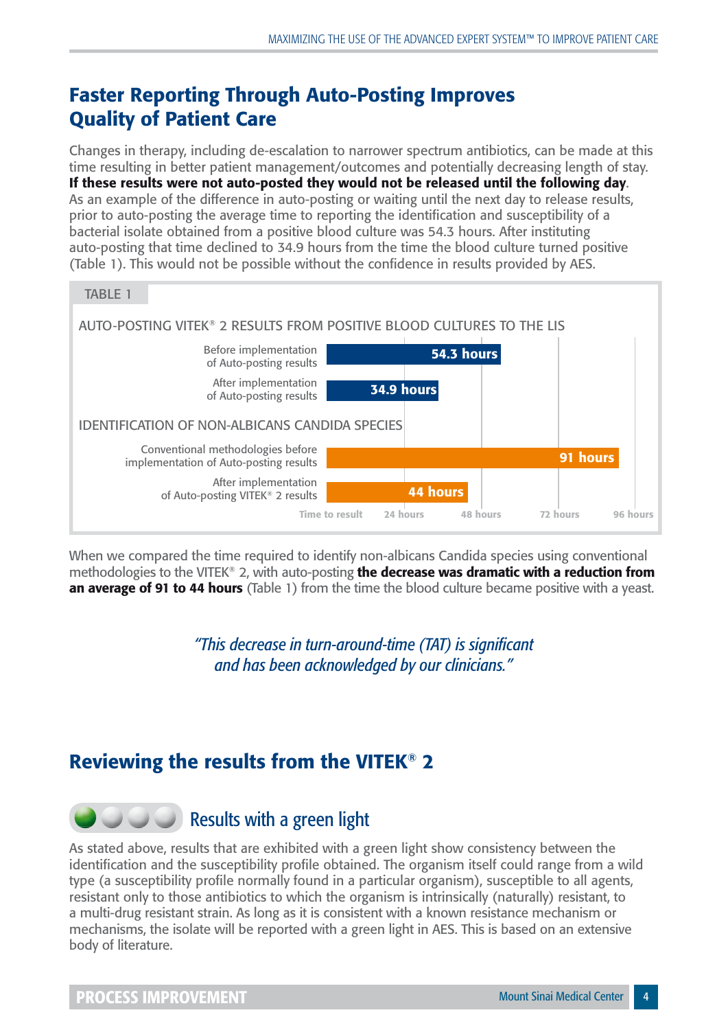## Faster Reporting Through Auto-Posting Improves Quality of Patient Care

Changes in therapy, including de-escalation to narrower spectrum antibiotics, can be made at this time resulting in better patient management/outcomes and potentially decreasing length of stay. **If these results were not auto-posted they would not be released until the following day**. As an example of the difference in auto-posting or waiting until the next day to release results, prior to auto-posting the average time to reporting the identification and susceptibility of a bacterial isolate obtained from a positive blood culture was 54.3 hours. After instituting auto-posting that time declined to 34.9 hours from the time the blood culture turned positive (Table 1). This would not be possible without the confidence in results provided by AES.

TABLE 1

| | Time to result |
|---|---|
| **AUTO-POSTING VITEK® 2 RESULTS FROM POSITIVE BLOOD CULTURES TO THE LIS** | |
| Before implementation of Auto-posting results | 54.3 hours |
| After implementation of Auto-posting results | 34.9 hours |
| **IDENTIFICATION OF NON-ALBICANS CANDIDA SPECIES** | |
| Conventional methodologies before implementation of Auto-posting results | 91 hours |
| After implementation of Auto-posting VITEK® 2 results | 44 hours |

When we compared the time required to identify non-albicans Candida species using conventional methodologies to the VITEK® 2, with auto-posting **the decrease was dramatic with a reduction from an average of 91 to 44 hours** (Table 1) from the time the blood culture became positive with a yeast.

*"This decrease in turn-around-time (TAT) is significant and has been acknowledged by our clinicians."*

## Reviewing the results from the VITEK® 2

### Results with a green light

As stated above, results that are exhibited with a green light show consistency between the identification and the susceptibility profile obtained. The organism itself could range from a wild type (a susceptibility profile normally found in a particular organism), susceptible to all agents, resistant only to those antibiotics to which the organism is intrinsically (naturally) resistant, to a multi-drug resistant strain. As long as it is consistent with a known resistance mechanism or mechanisms, the isolate will be reported with a green light in AES. This is based on an extensive body of literature.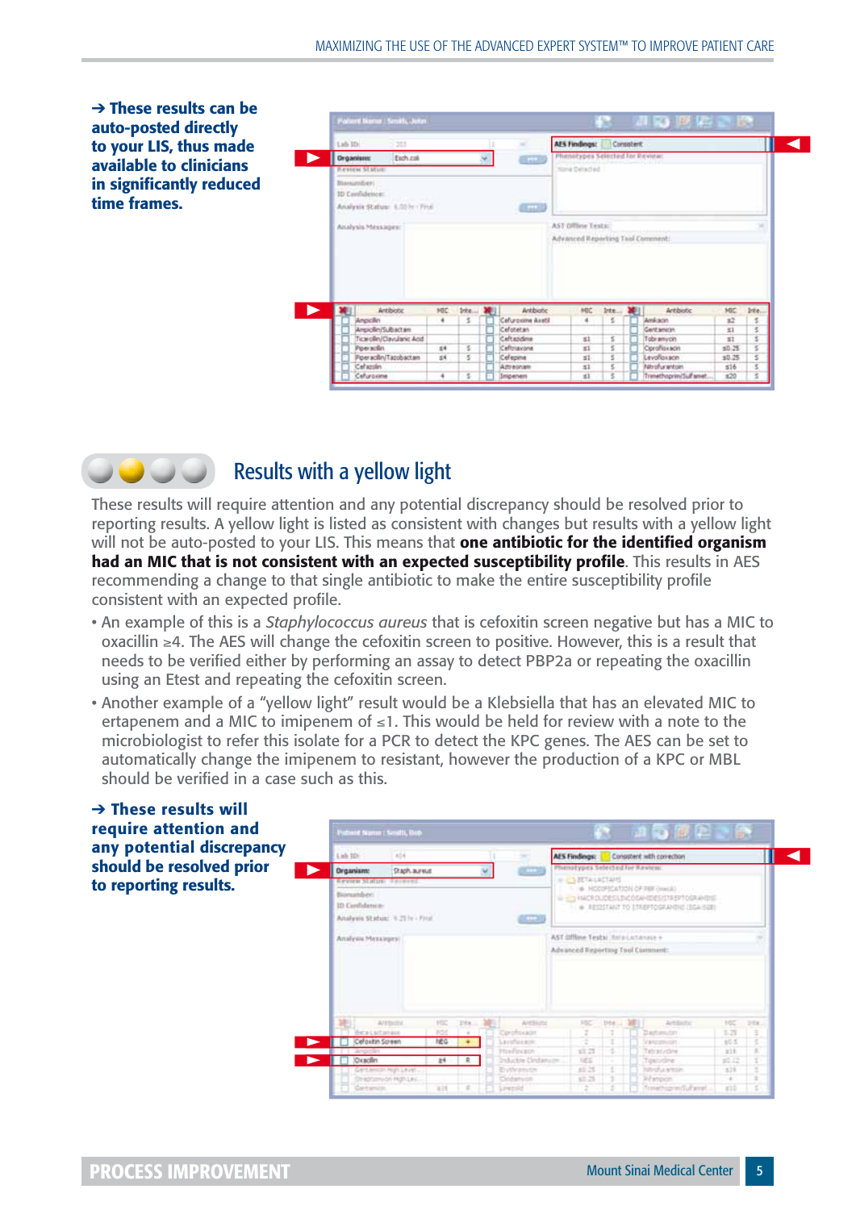**→ These results can be auto-posted directly to your LIS, thus made available to clinicians in significantly reduced time frames.**

## Results with a yellow light

These results will require attention and any potential discrepancy should be resolved prior to reporting results. A yellow light is listed as consistent with changes but results with a yellow light will not be auto-posted to your LIS. This means that **one antibiotic for the identified organism had an MIC that is not consistent with an expected susceptibility profile**. This results in AES recommending a change to that single antibiotic to make the entire susceptibility profile consistent with an expected profile.

- An example of this is a *Staphylococcus aureus* that is cefoxitin screen negative but has a MIC to oxacillin ≥4. The AES will change the cefoxitin screen to positive. However, this is a result that needs to be verified either by performing an assay to detect PBP2a or repeating the oxacillin using an Etest and repeating the cefoxitin screen.
- Another example of a "yellow light" result would be a Klebsiella that has an elevated MIC to ertapenem and a MIC to imipenem of ≤1. This would be held for review with a note to the microbiologist to refer this isolate for a PCR to detect the KPC genes. The AES can be set to automatically change the imipenem to resistant, however the production of a KPC or MBL should be verified in a case such as this.

**→ These results will require attention and any potential discrepancy should be resolved prior to reporting results.**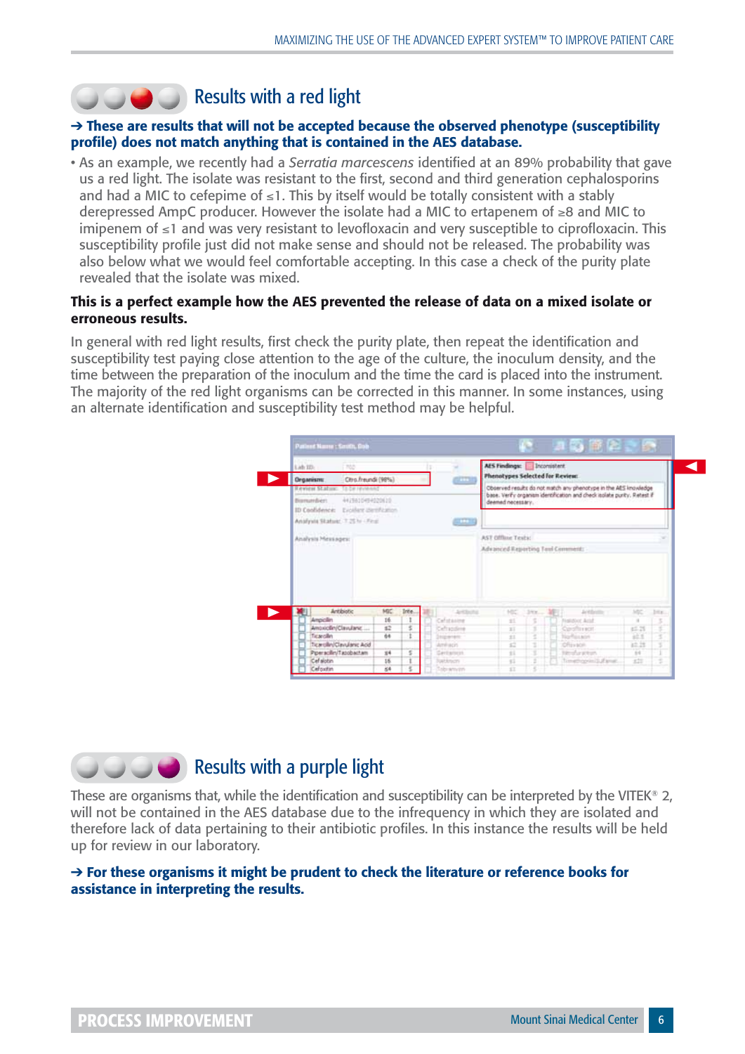## Results with a red light

**→ These are results that will not be accepted because the observed phenotype (susceptibility profile) does not match anything that is contained in the AES database.**

- As an example, we recently had a *Serratia marcescens* identified at an 89% probability that gave us a red light. The isolate was resistant to the first, second and third generation cephalosporins and had a MIC to cefepime of ≤1. This by itself would be totally consistent with a stably derepressed AmpC producer. However the isolate had a MIC to ertapenem of ≥8 and MIC to imipenem of ≤1 and was very resistant to levofloxacin and very susceptible to ciprofloxacin. This susceptibility profile just did not make sense and should not be released. The probability was also below what we would feel comfortable accepting. In this case a check of the purity plate revealed that the isolate was mixed.

**This is a perfect example how the AES prevented the release of data on a mixed isolate or erroneous results.**

In general with red light results, first check the purity plate, then repeat the identification and susceptibility test paying close attention to the age of the culture, the inoculum density, and the time between the preparation of the inoculum and the time the card is placed into the instrument. The majority of the red light organisms can be corrected in this manner. In some instances, using an alternate identification and susceptibility test method may be helpful.

## Results with a purple light

These are organisms that, while the identification and susceptibility can be interpreted by the VITEK® 2, will not be contained in the AES database due to the infrequency in which they are isolated and therefore lack of data pertaining to their antibiotic profiles. In this instance the results will be held up for review in our laboratory.

**→ For these organisms it might be prudent to check the literature or reference books for assistance in interpreting the results.**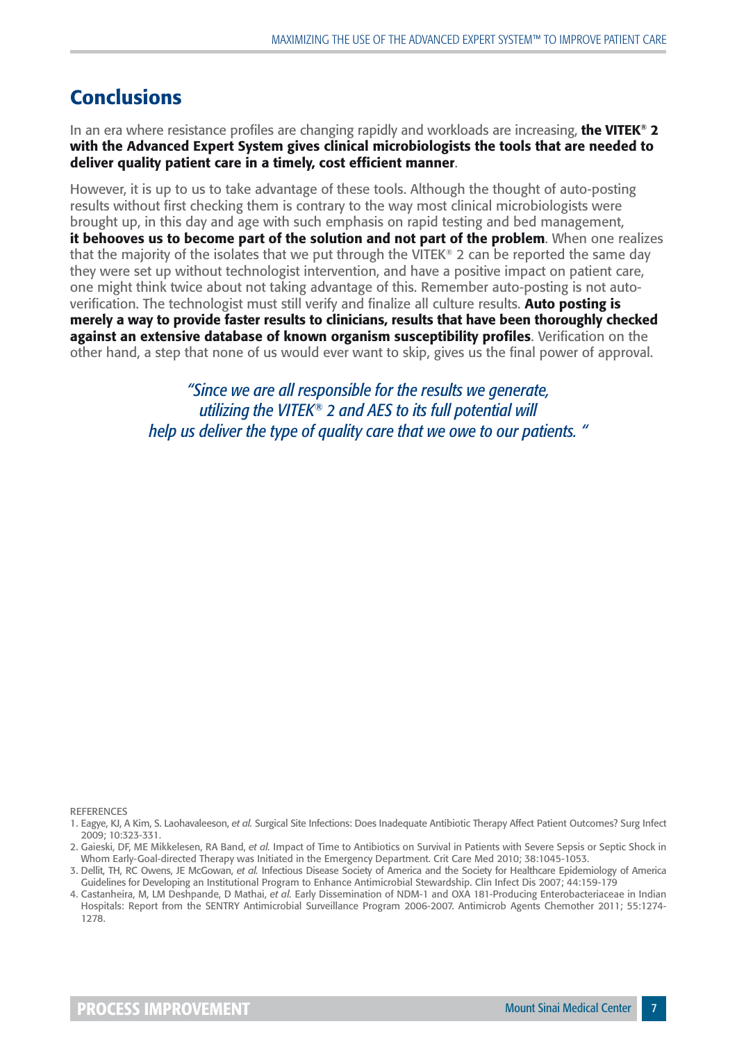## Conclusions

In an era where resistance profiles are changing rapidly and workloads are increasing, **the VITEK® 2 with the Advanced Expert System gives clinical microbiologists the tools that are needed to deliver quality patient care in a timely, cost efficient manner**.

However, it is up to us to take advantage of these tools. Although the thought of auto-posting results without first checking them is contrary to the way most clinical microbiologists were brought up, in this day and age with such emphasis on rapid testing and bed management, **it behooves us to become part of the solution and not part of the problem**. When one realizes that the majority of the isolates that we put through the VITEK® 2 can be reported the same day they were set up without technologist intervention, and have a positive impact on patient care, one might think twice about not taking advantage of this. Remember auto-posting is not auto-verification. The technologist must still verify and finalize all culture results. **Auto posting is merely a way to provide faster results to clinicians, results that have been thoroughly checked against an extensive database of known organism susceptibility profiles**. Verification on the other hand, a step that none of us would ever want to skip, gives us the final power of approval.

*"Since we are all responsible for the results we generate, utilizing the VITEK® 2 and AES to its full potential will help us deliver the type of quality care that we owe to our patients. "*

REFERENCES

1. Eagye, KJ, A Kim, S. Laohavaleeson, *et al.* Surgical Site Infections: Does Inadequate Antibiotic Therapy Affect Patient Outcomes? Surg Infect 2009; 10:323-331.
2. Gaieski, DF, ME Mikkelesen, RA Band, *et al.* Impact of Time to Antibiotics on Survival in Patients with Severe Sepsis or Septic Shock in Whom Early-Goal-directed Therapy was Initiated in the Emergency Department. Crit Care Med 2010; 38:1045-1053.
3. Dellit, TH, RC Owens, JE McGowan, *et al.* Infectious Disease Society of America and the Society for Healthcare Epidemiology of America Guidelines for Developing an Institutional Program to Enhance Antimicrobial Stewardship. Clin Infect Dis 2007; 44:159-179
4. Castanheira, M, LM Deshpande, D Mathai, *et al.* Early Dissemination of NDM-1 and OXA 181-Producing Enterobacteriaceae in Indian Hospitals: Report from the SENTRY Antimicrobial Surveillance Program 2006-2007. Antimicrob Agents Chemother 2011; 55:1274-1278.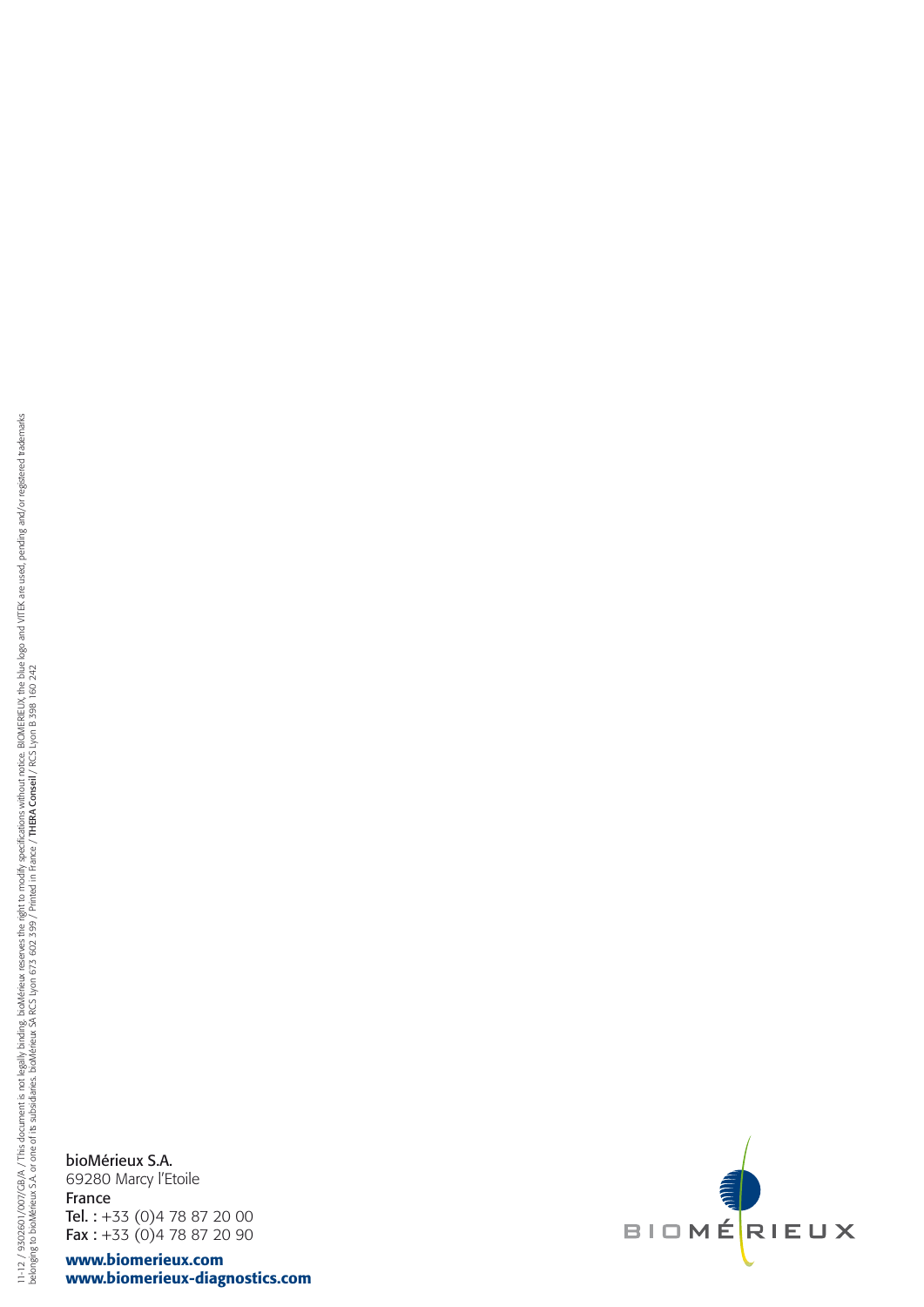11-12 / 9302601/007/GB/A / This document is not legally binding. bioMérieux reserves the right to modify specifications without notice. BIOMERIEUX, the blue logo and VITEK are used, pending and/or registered trademarks belonging to bioMérieux S.A. or one of its subsidiaries. bioMérieux SA RCS Lyon 673 620 399 / Printed in France / **THERA Conseil** / RCS Lyon B 398 160 242

bioMérieux S.A.
69280 Marcy l'Etoile
France
**Tel. :** +33 (0)4 78 87 20 00
**Fax :** +33 (0)4 78 87 20 90

**www.biomerieux.com**
**www.biomerieux-diagnostics.com**

BIOMÉRIEUX